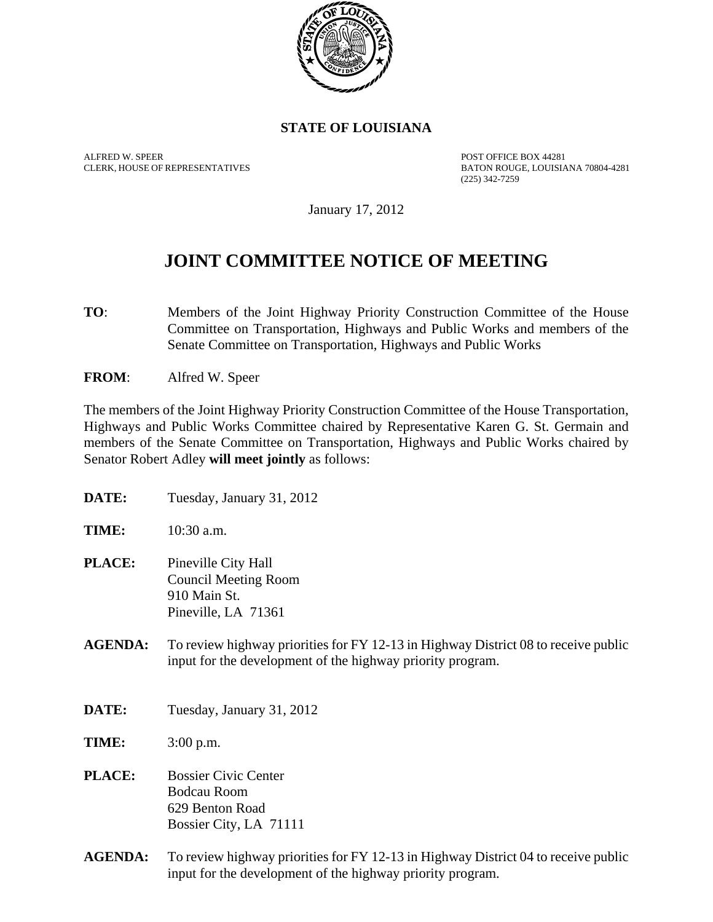**STATE OF LOUISIANA**

ALFRED W. SPEER
CLERK, HOUSE OF REPRESENTATIVES

POST OFFICE BOX 44281
BATON ROUGE, LOUISIANA 70804-4281
(225) 342-7259

January 17, 2012

# JOINT COMMITTEE NOTICE OF MEETING

**TO**: Members of the Joint Highway Priority Construction Committee of the House Committee on Transportation, Highways and Public Works and members of the Senate Committee on Transportation, Highways and Public Works

**FROM**: Alfred W. Speer

The members of the Joint Highway Priority Construction Committee of the House Transportation, Highways and Public Works Committee chaired by Representative Karen G. St. Germain and members of the Senate Committee on Transportation, Highways and Public Works chaired by Senator Robert Adley **will meet jointly** as follows:

**DATE:** Tuesday, January 31, 2012

**TIME:** 10:30 a.m.

**PLACE:** Pineville City Hall
Council Meeting Room
910 Main St.
Pineville, LA 71361

**AGENDA:** To review highway priorities for FY 12-13 in Highway District 08 to receive public input for the development of the highway priority program.

**DATE:** Tuesday, January 31, 2012

**TIME:** 3:00 p.m.

**PLACE:** Bossier Civic Center
Bodcau Room
629 Benton Road
Bossier City, LA 71111

**AGENDA:** To review highway priorities for FY 12-13 in Highway District 04 to receive public input for the development of the highway priority program.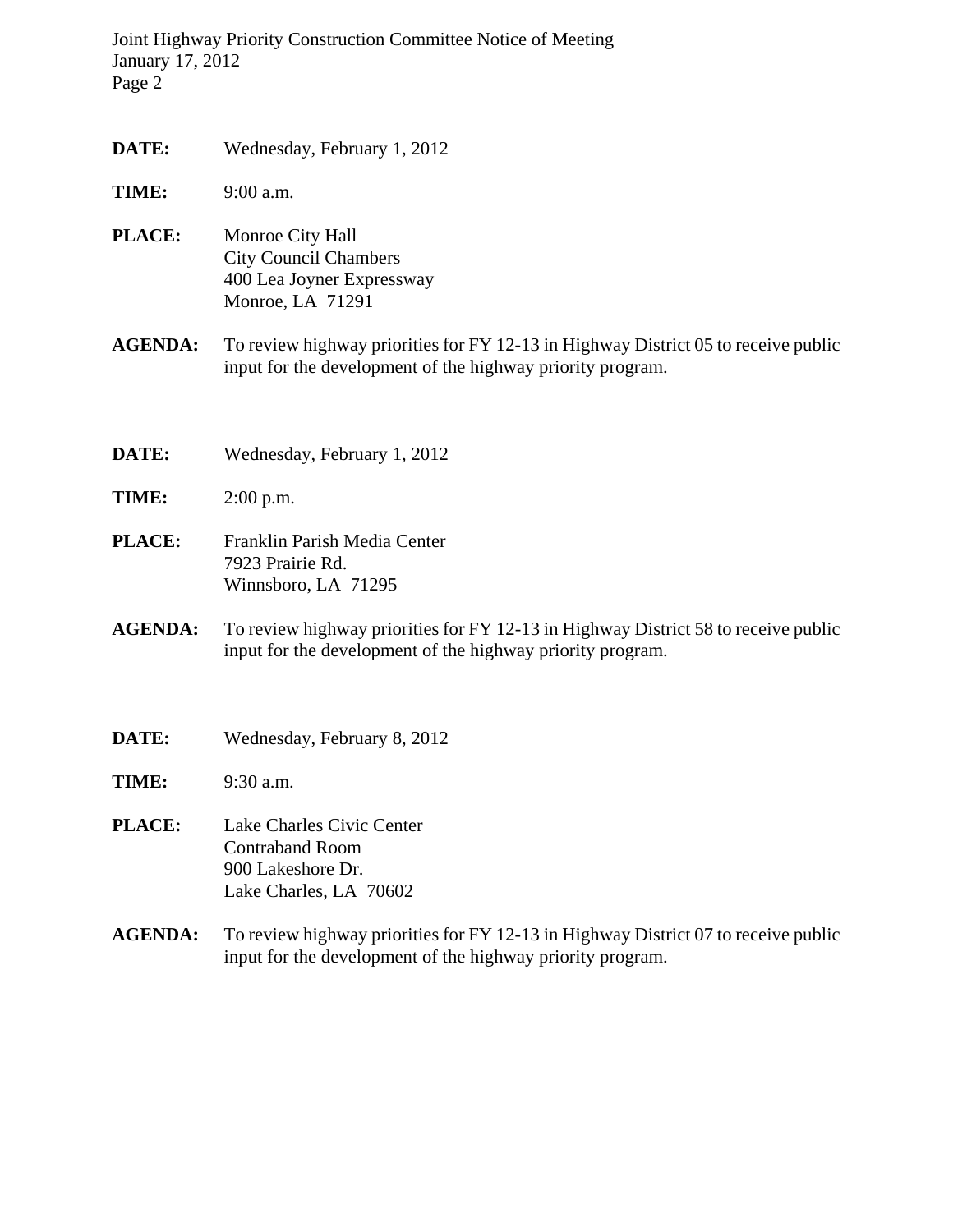**DATE:** Wednesday, February 1, 2012

**TIME:** 9:00 a.m.

**PLACE:** Monroe City Hall
City Council Chambers
400 Lea Joyner Expressway
Monroe, LA 71291

**AGENDA:** To review highway priorities for FY 12-13 in Highway District 05 to receive public input for the development of the highway priority program.

**DATE:** Wednesday, February 1, 2012

**TIME:** 2:00 p.m.

**PLACE:** Franklin Parish Media Center
7923 Prairie Rd.
Winnsboro, LA 71295

**AGENDA:** To review highway priorities for FY 12-13 in Highway District 58 to receive public input for the development of the highway priority program.

**DATE:** Wednesday, February 8, 2012

**TIME:** 9:30 a.m.

**PLACE:** Lake Charles Civic Center
Contraband Room
900 Lakeshore Dr.
Lake Charles, LA 70602

**AGENDA:** To review highway priorities for FY 12-13 in Highway District 07 to receive public input for the development of the highway priority program.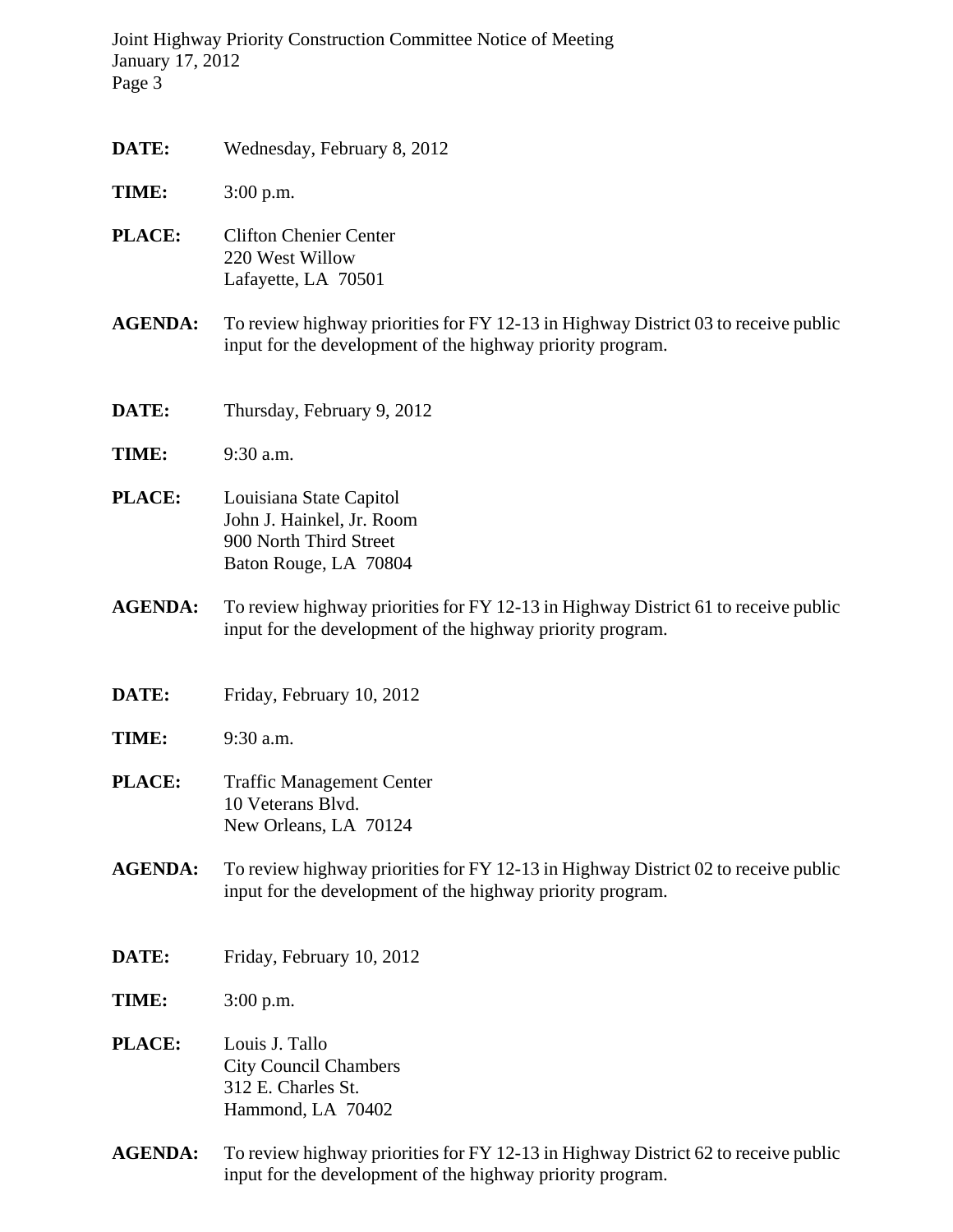**DATE:** Wednesday, February 8, 2012

**TIME:** 3:00 p.m.

**PLACE:** Clifton Chenier Center
220 West Willow
Lafayette, LA 70501

**AGENDA:** To review highway priorities for FY 12-13 in Highway District 03 to receive public input for the development of the highway priority program.

**DATE:** Thursday, February 9, 2012

**TIME:** 9:30 a.m.

**PLACE:** Louisiana State Capitol
John J. Hainkel, Jr. Room
900 North Third Street
Baton Rouge, LA 70804

**AGENDA:** To review highway priorities for FY 12-13 in Highway District 61 to receive public input for the development of the highway priority program.

**DATE:** Friday, February 10, 2012

**TIME:** 9:30 a.m.

**PLACE:** Traffic Management Center
10 Veterans Blvd.
New Orleans, LA 70124

**AGENDA:** To review highway priorities for FY 12-13 in Highway District 02 to receive public input for the development of the highway priority program.

**DATE:** Friday, February 10, 2012

**TIME:** 3:00 p.m.

**PLACE:** Louis J. Tallo
City Council Chambers
312 E. Charles St.
Hammond, LA 70402

**AGENDA:** To review highway priorities for FY 12-13 in Highway District 62 to receive public input for the development of the highway priority program.